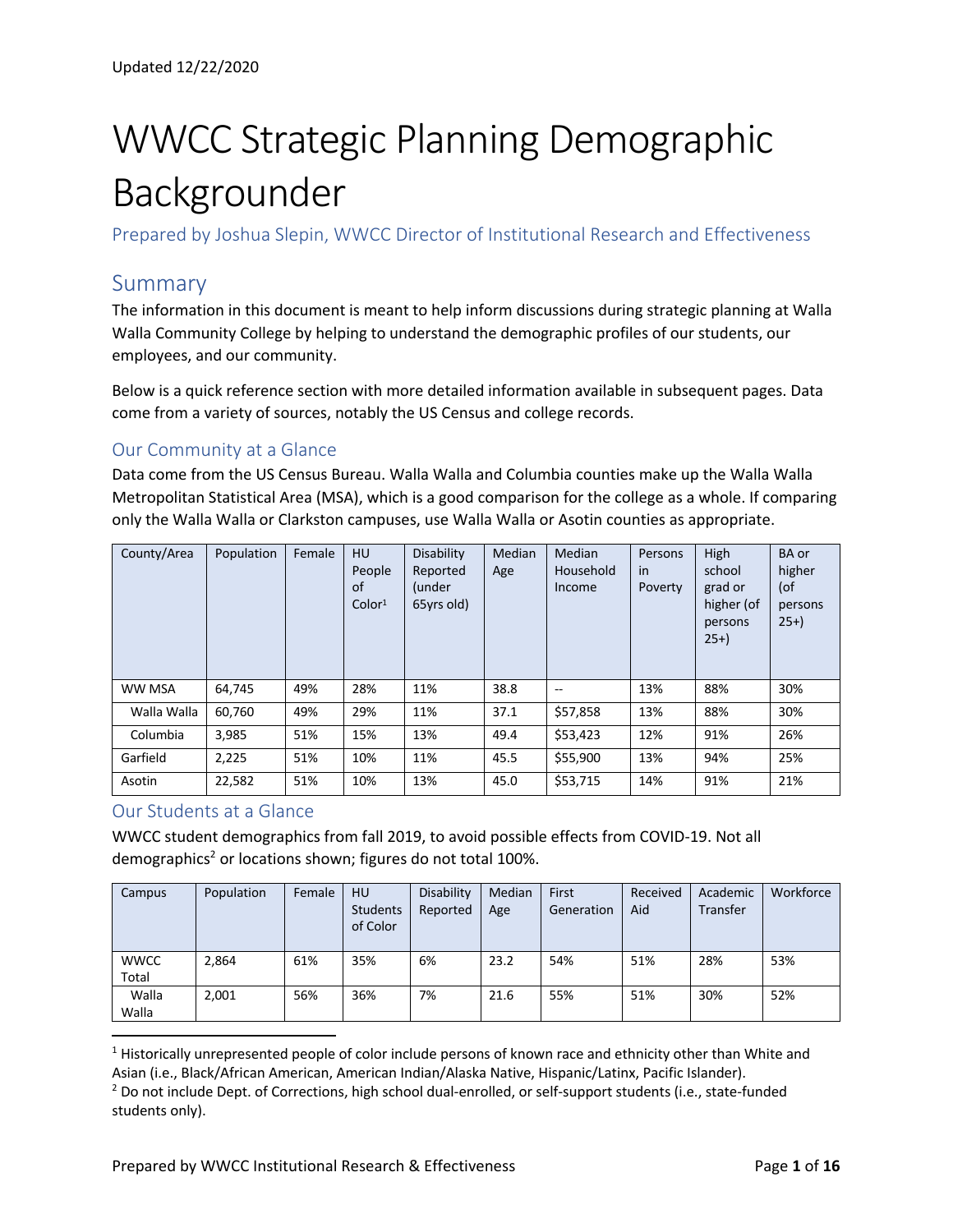Updated 12/22/2020

# WWCC Strategic Planning Demographic Backgrounder

Prepared by Joshua Slepin, WWCC Director of Institutional Research and Effectiveness

## Summary

The information in this document is meant to help inform discussions during strategic planning at Walla Walla Community College by helping to understand the demographic profiles of our students, our employees, and our community.

Below is a quick reference section with more detailed information available in subsequent pages. Data come from a variety of sources, notably the US Census and college records.

### Our Community at a Glance

Data come from the US Census Bureau. Walla Walla and Columbia counties make up the Walla Walla Metropolitan Statistical Area (MSA), which is a good comparison for the college as a whole. If comparing only the Walla Walla or Clarkston campuses, use Walla Walla or Asotin counties as appropriate.

| County/Area | Population | Female | HU People of Color[1] | Disability Reported (under 65yrs old) | Median Age | Median Household Income | Persons in Poverty | High school grad or higher (of persons 25+) | BA or higher (of persons 25+) |
|---|---|---|---|---|---|---|---|---|---|
| WW MSA | 64,745 | 49% | 28% | 11% | 38.8 | -- | 13% | 88% | 30% |
| Walla Walla | 60,760 | 49% | 29% | 11% | 37.1 | $57,858 | 13% | 88% | 30% |
| Columbia | 3,985 | 51% | 15% | 13% | 49.4 | $53,423 | 12% | 91% | 26% |
| Garfield | 2,225 | 51% | 10% | 11% | 45.5 | $55,900 | 13% | 94% | 25% |
| Asotin | 22,582 | 51% | 10% | 13% | 45.0 | $53,715 | 14% | 91% | 21% |

### Our Students at a Glance

WWCC student demographics from fall 2019, to avoid possible effects from COVID-19. Not all demographics[2] or locations shown; figures do not total 100%.

| Campus | Population | Female | HU Students of Color | Disability Reported | Median Age | First Generation | Received Aid | Academic Transfer | Workforce |
|---|---|---|---|---|---|---|---|---|---|
| WWCC Total | 2,864 | 61% | 35% | 6% | 23.2 | 54% | 51% | 28% | 53% |
| Walla Walla | 2,001 | 56% | 36% | 7% | 21.6 | 55% | 51% | 30% | 52% |

[1] Historically unrepresented people of color include persons of known race and ethnicity other than White and Asian (i.e., Black/African American, American Indian/Alaska Native, Hispanic/Latinx, Pacific Islander).

[2] Do not include Dept. of Corrections, high school dual-enrolled, or self-support students (i.e., state-funded students only).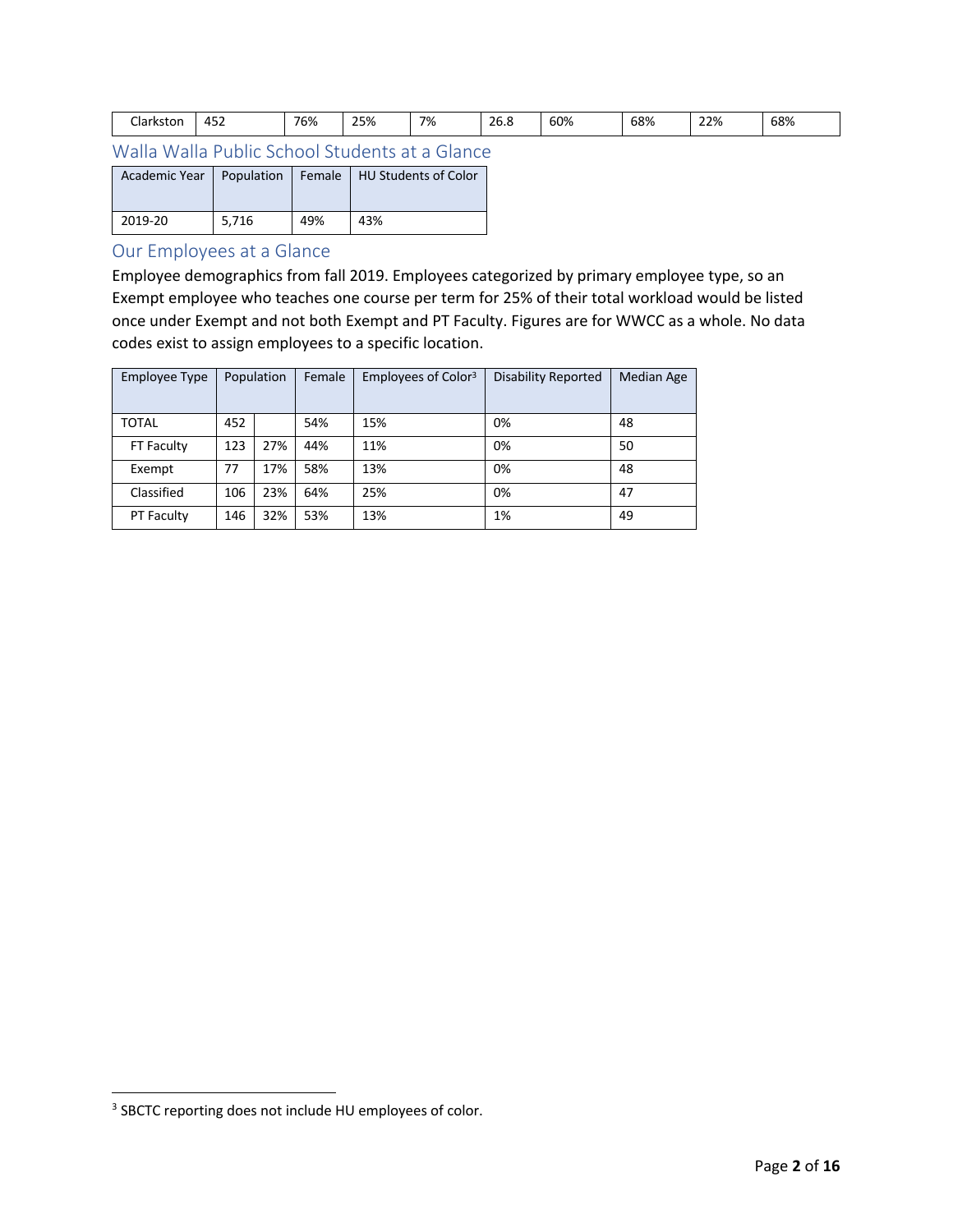| Clarkston | 452 | 76% | 25% | 7% | 26.8 | 60% | 68% | 22% | 68% |
|---|---|---|---|---|---|---|---|---|---|

## Walla Walla Public School Students at a Glance

| Academic Year | Population | Female | HU Students of Color |
|---|---|---|---|
| 2019-20 | 5,716 | 49% | 43% |

## Our Employees at a Glance

Employee demographics from fall 2019. Employees categorized by primary employee type, so an Exempt employee who teaches one course per term for 25% of their total workload would be listed once under Exempt and not both Exempt and PT Faculty. Figures are for WWCC as a whole. No data codes exist to assign employees to a specific location.

| Employee Type | Population | | Female | Employees of Color[3] | Disability Reported | Median Age |
|---|---|---|---|---|---|---|
| TOTAL | 452 | | 54% | 15% | 0% | 48 |
| FT Faculty | 123 | 27% | 44% | 11% | 0% | 50 |
| Exempt | 77 | 17% | 58% | 13% | 0% | 48 |
| Classified | 106 | 23% | 64% | 25% | 0% | 47 |
| PT Faculty | 146 | 32% | 53% | 13% | 1% | 49 |

[3] SBCTC reporting does not include HU employees of color.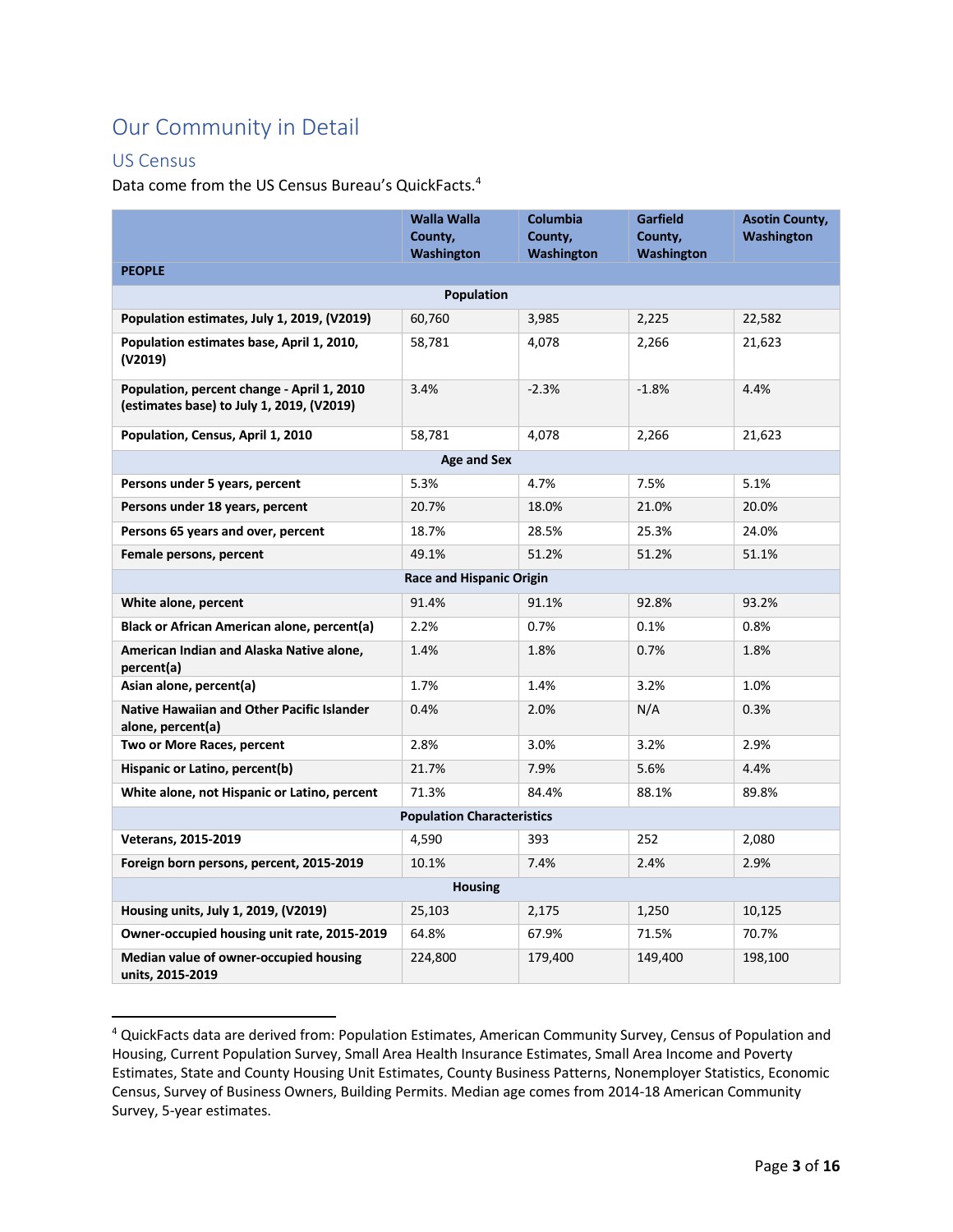# Our Community in Detail

## US Census

Data come from the US Census Bureau's QuickFacts.[4]

| PEOPLE | Walla Walla County, Washington | Columbia County, Washington | Garfield County, Washington | Asotin County, Washington |
|---|---|---|---|---|
| **Population** | | | | |
| **Population estimates, July 1, 2019, (V2019)** | 60,760 | 3,985 | 2,225 | 22,582 |
| **Population estimates base, April 1, 2010, (V2019)** | 58,781 | 4,078 | 2,266 | 21,623 |
| **Population, percent change - April 1, 2010 (estimates base) to July 1, 2019, (V2019)** | 3.4% | -2.3% | -1.8% | 4.4% |
| **Population, Census, April 1, 2010** | 58,781 | 4,078 | 2,266 | 21,623 |
| **Age and Sex** | | | | |
| **Persons under 5 years, percent** | 5.3% | 4.7% | 7.5% | 5.1% |
| **Persons under 18 years, percent** | 20.7% | 18.0% | 21.0% | 20.0% |
| **Persons 65 years and over, percent** | 18.7% | 28.5% | 25.3% | 24.0% |
| **Female persons, percent** | 49.1% | 51.2% | 51.2% | 51.1% |
| **Race and Hispanic Origin** | | | | |
| **White alone, percent** | 91.4% | 91.1% | 92.8% | 93.2% |
| **Black or African American alone, percent(a)** | 2.2% | 0.7% | 0.1% | 0.8% |
| **American Indian and Alaska Native alone, percent(a)** | 1.4% | 1.8% | 0.7% | 1.8% |
| **Asian alone, percent(a)** | 1.7% | 1.4% | 3.2% | 1.0% |
| **Native Hawaiian and Other Pacific Islander alone, percent(a)** | 0.4% | 2.0% | N/A | 0.3% |
| **Two or More Races, percent** | 2.8% | 3.0% | 3.2% | 2.9% |
| **Hispanic or Latino, percent(b)** | 21.7% | 7.9% | 5.6% | 4.4% |
| **White alone, not Hispanic or Latino, percent** | 71.3% | 84.4% | 88.1% | 89.8% |
| **Population Characteristics** | | | | |
| **Veterans, 2015-2019** | 4,590 | 393 | 252 | 2,080 |
| **Foreign born persons, percent, 2015-2019** | 10.1% | 7.4% | 2.4% | 2.9% |
| **Housing** | | | | |
| **Housing units, July 1, 2019, (V2019)** | 25,103 | 2,175 | 1,250 | 10,125 |
| **Owner-occupied housing unit rate, 2015-2019** | 64.8% | 67.9% | 71.5% | 70.7% |
| **Median value of owner-occupied housing units, 2015-2019** | 224,800 | 179,400 | 149,400 | 198,100 |

[4] QuickFacts data are derived from: Population Estimates, American Community Survey, Census of Population and Housing, Current Population Survey, Small Area Health Insurance Estimates, Small Area Income and Poverty Estimates, State and County Housing Unit Estimates, County Business Patterns, Nonemployer Statistics, Economic Census, Survey of Business Owners, Building Permits. Median age comes from 2014-18 American Community Survey, 5-year estimates.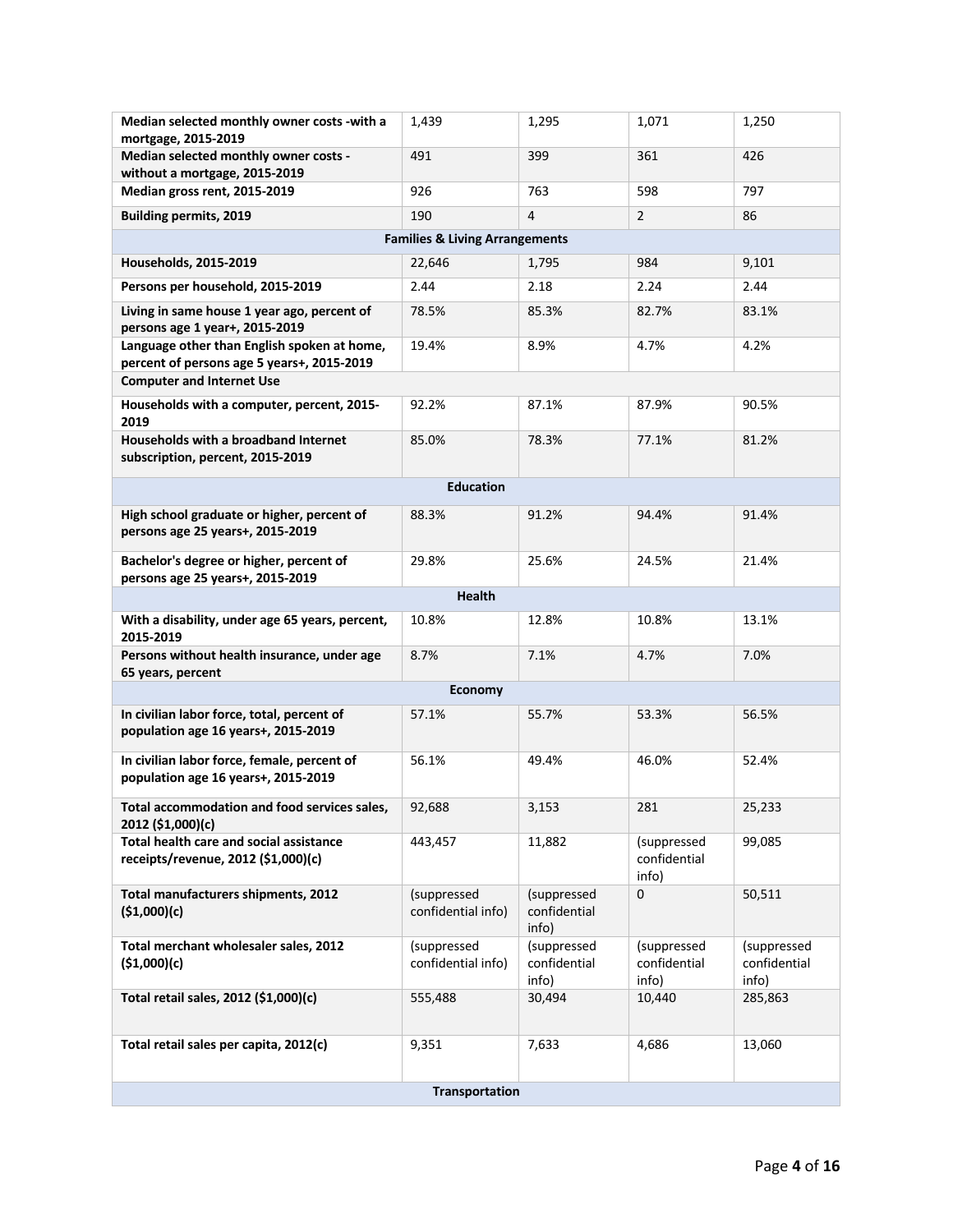| | | | | |
|---|---|---|---|---|
| **Median selected monthly owner costs -with a mortgage, 2015-2019** | 1,439 | 1,295 | 1,071 | 1,250 |
| **Median selected monthly owner costs - without a mortgage, 2015-2019** | 491 | 399 | 361 | 426 |
| **Median gross rent, 2015-2019** | 926 | 763 | 598 | 797 |
| **Building permits, 2019** | 190 | 4 | 2 | 86 |
| **Families & Living Arrangements** | | | | |
| **Households, 2015-2019** | 22,646 | 1,795 | 984 | 9,101 |
| **Persons per household, 2015-2019** | 2.44 | 2.18 | 2.24 | 2.44 |
| **Living in same house 1 year ago, percent of persons age 1 year+, 2015-2019** | 78.5% | 85.3% | 82.7% | 83.1% |
| **Language other than English spoken at home, percent of persons age 5 years+, 2015-2019** | 19.4% | 8.9% | 4.7% | 4.2% |
| **Computer and Internet Use** | | | | |
| **Households with a computer, percent, 2015-2019** | 92.2% | 87.1% | 87.9% | 90.5% |
| **Households with a broadband Internet subscription, percent, 2015-2019** | 85.0% | 78.3% | 77.1% | 81.2% |
| **Education** | | | | |
| **High school graduate or higher, percent of persons age 25 years+, 2015-2019** | 88.3% | 91.2% | 94.4% | 91.4% |
| **Bachelor's degree or higher, percent of persons age 25 years+, 2015-2019** | 29.8% | 25.6% | 24.5% | 21.4% |
| **Health** | | | | |
| **With a disability, under age 65 years, percent, 2015-2019** | 10.8% | 12.8% | 10.8% | 13.1% |
| **Persons without health insurance, under age 65 years, percent** | 8.7% | 7.1% | 4.7% | 7.0% |
| **Economy** | | | | |
| **In civilian labor force, total, percent of population age 16 years+, 2015-2019** | 57.1% | 55.7% | 53.3% | 56.5% |
| **In civilian labor force, female, percent of population age 16 years+, 2015-2019** | 56.1% | 49.4% | 46.0% | 52.4% |
| **Total accommodation and food services sales, 2012 ($1,000)(c)** | 92,688 | 3,153 | 281 | 25,233 |
| **Total health care and social assistance receipts/revenue, 2012 ($1,000)(c)** | 443,457 | 11,882 | (suppressed confidential info) | 99,085 |
| **Total manufacturers shipments, 2012 ($1,000)(c)** | (suppressed confidential info) | (suppressed confidential info) | 0 | 50,511 |
| **Total merchant wholesaler sales, 2012 ($1,000)(c)** | (suppressed confidential info) | (suppressed confidential info) | (suppressed confidential info) | (suppressed confidential info) |
| **Total retail sales, 2012 ($1,000)(c)** | 555,488 | 30,494 | 10,440 | 285,863 |
| **Total retail sales per capita, 2012(c)** | 9,351 | 7,633 | 4,686 | 13,060 |
| **Transportation** | | | | |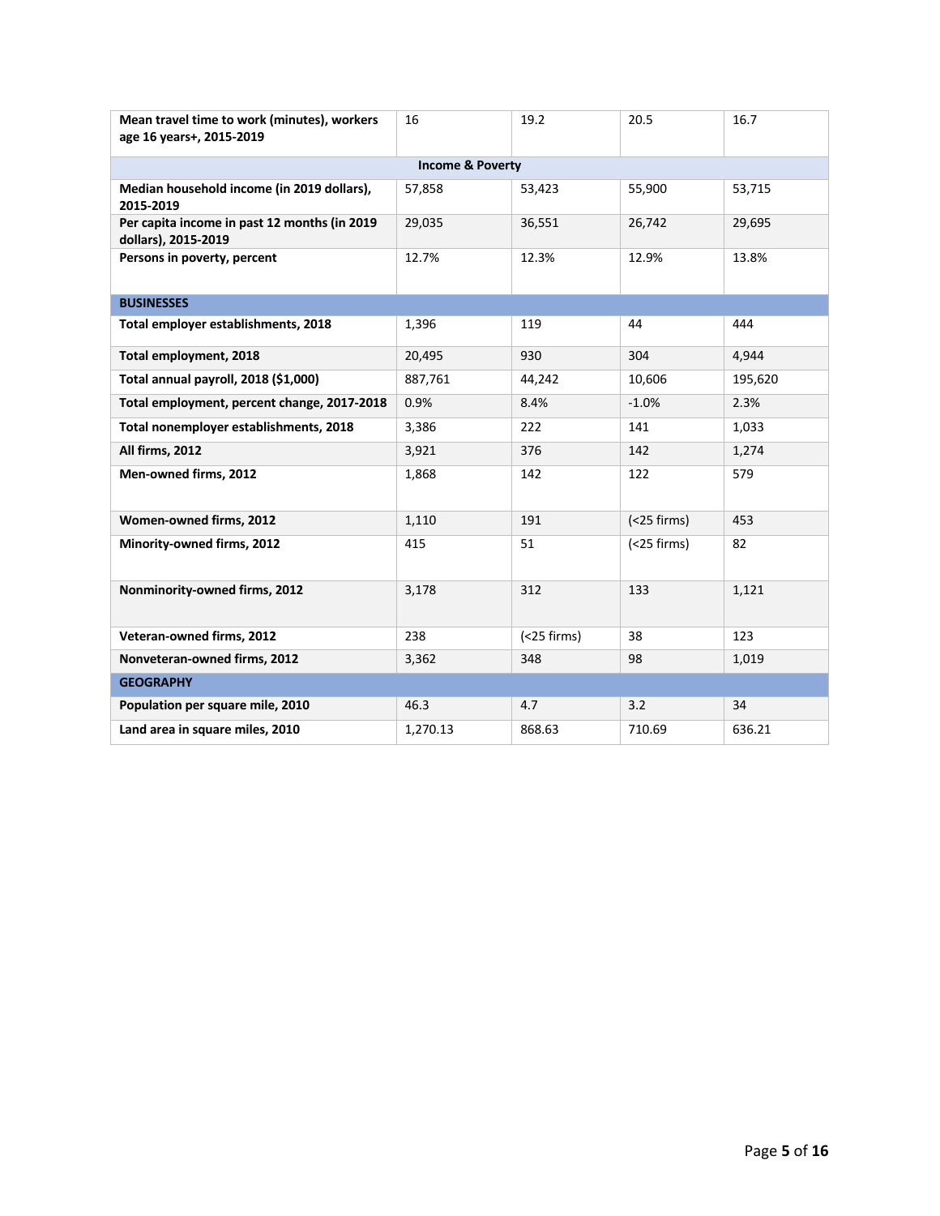| Mean travel time to work (minutes), workers age 16 years+, 2015-2019 | 16 | 19.2 | 20.5 | 16.7 |
|---|---|---|---|---|
| **Income & Poverty** | | | | |
| **Median household income (in 2019 dollars), 2015-2019** | 57,858 | 53,423 | 55,900 | 53,715 |
| **Per capita income in past 12 months (in 2019 dollars), 2015-2019** | 29,035 | 36,551 | 26,742 | 29,695 |
| **Persons in poverty, percent** | 12.7% | 12.3% | 12.9% | 13.8% |
| **BUSINESSES** | | | | |
| **Total employer establishments, 2018** | 1,396 | 119 | 44 | 444 |
| **Total employment, 2018** | 20,495 | 930 | 304 | 4,944 |
| **Total annual payroll, 2018 ($1,000)** | 887,761 | 44,242 | 10,606 | 195,620 |
| **Total employment, percent change, 2017-2018** | 0.9% | 8.4% | -1.0% | 2.3% |
| **Total nonemployer establishments, 2018** | 3,386 | 222 | 141 | 1,033 |
| **All firms, 2012** | 3,921 | 376 | 142 | 1,274 |
| **Men-owned firms, 2012** | 1,868 | 142 | 122 | 579 |
| **Women-owned firms, 2012** | 1,110 | 191 | (<25 firms) | 453 |
| **Minority-owned firms, 2012** | 415 | 51 | (<25 firms) | 82 |
| **Nonminority-owned firms, 2012** | 3,178 | 312 | 133 | 1,121 |
| **Veteran-owned firms, 2012** | 238 | (<25 firms) | 38 | 123 |
| **Nonveteran-owned firms, 2012** | 3,362 | 348 | 98 | 1,019 |
| **GEOGRAPHY** | | | | |
| **Population per square mile, 2010** | 46.3 | 4.7 | 3.2 | 34 |
| **Land area in square miles, 2010** | 1,270.13 | 868.63 | 710.69 | 636.21 |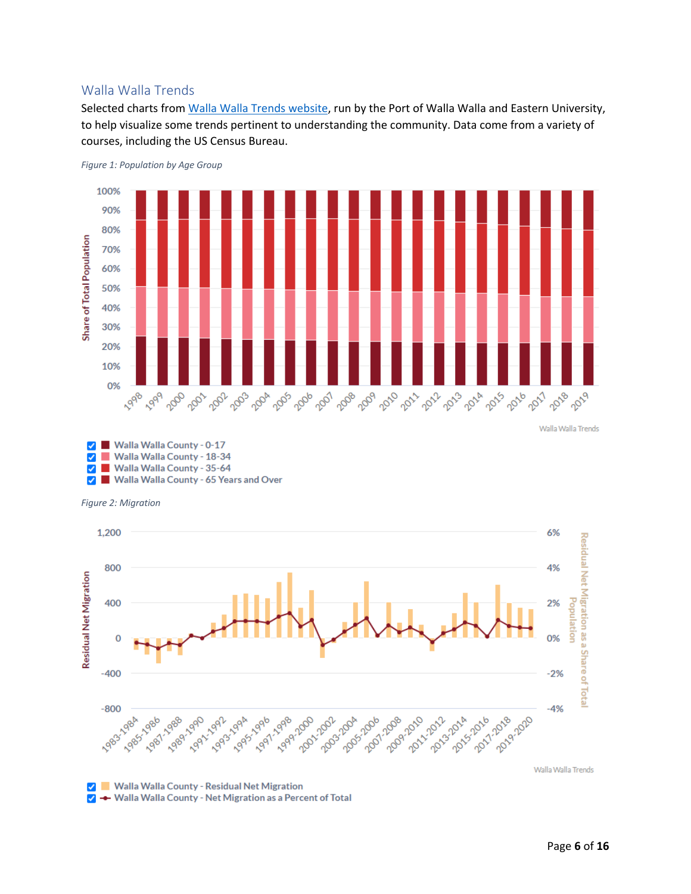## Walla Walla Trends

Selected charts from [Walla Walla Trends website](), run by the Port of Walla Walla and Eastern University, to help visualize some trends pertinent to understanding the community. Data come from a variety of courses, including the US Census Bureau.

*Figure 1: Population by Age Group*

*Figure 2: Migration*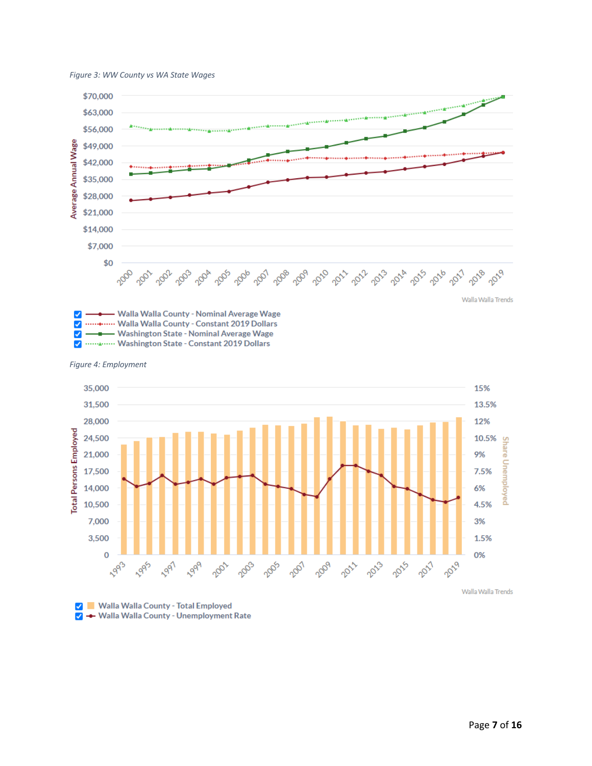*Figure 3: WW County vs WA State Wages*

Average Annual Wage

$70,000
$63,000
$56,000
$49,000
$42,000
$35,000
$28,000
$21,000
$14,000
$7,000
$0

2000 2001 2002 2003 2004 2005 2006 2007 2008 2009 2010 2011 2012 2013 2014 2015 2016 2017 2018 2019

Walla Walla Trends

- Walla Walla County - Nominal Average Wage
- Walla Walla County - Constant 2019 Dollars
- Washington State - Nominal Average Wage
- Washington State - Constant 2019 Dollars

*Figure 4: Employment*

Total Persons Employed

35,000
31,500
28,000
24,500
21,000
17,500
14,000
10,500
7,000
3,500
0

Share Unemployed

15%
13.5%
12%
10.5%
9%
7.5%
6%
4.5%
3%
1.5%
0%

1993 1995 1997 1999 2001 2003 2005 2007 2009 2011 2013 2015 2017 2019

Walla Walla Trends

- Walla Walla County - Total Employed
- Walla Walla County - Unemployment Rate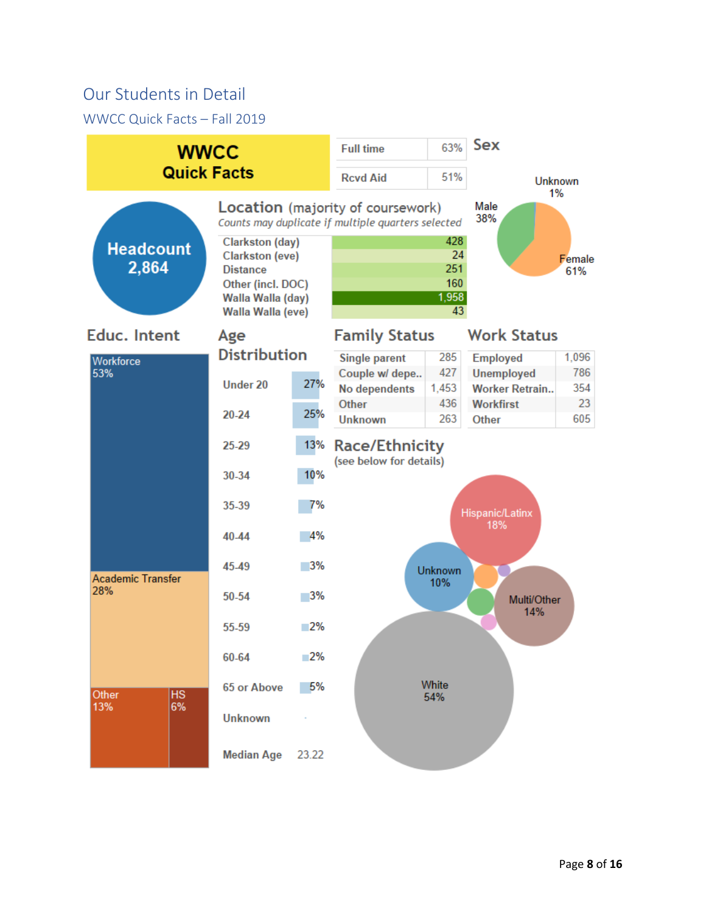## Our Students in Detail

### WWCC Quick Facts – Fall 2019

**WWCC Quick Facts**

**Headcount 2,864**

| | |
|---|---|
| Full time | 63% |
| Rcvd Aid | 51% |

**Sex**

- Male 38%
- Female 61%
- Unknown 1%

**Location** (majority of coursework)

*Counts may duplicate if multiple quarters selected*

| Location | Count |
|---|---|
| Clarkston (day) | 428 |
| Clarkston (eve) | 24 |
| Distance | 251 |
| Other (incl. DOC) | 160 |
| Walla Walla (day) | 1,958 |
| Walla Walla (eve) | 43 |

**Educ. Intent**

- Workforce 53%
- Academic Transfer 28%
- Other 13%
- HS 6%

**Age Distribution**

| Age | Percent |
|---|---|
| Under 20 | 27% |
| 20-24 | 25% |
| 25-29 | 13% |
| 30-34 | 10% |
| 35-39 | 7% |
| 40-44 | 4% |
| 45-49 | 3% |
| 50-54 | 3% |
| 55-59 | 2% |
| 60-64 | 2% |
| 65 or Above | 5% |
| Unknown | |
| Median Age | 23.22 |

**Family Status**

| Family Status | Count |
|---|---|
| Single parent | 285 |
| Couple w/ depe.. | 427 |
| No dependents | 1,453 |
| Other | 436 |
| Unknown | 263 |

**Work Status**

| Work Status | Count |
|---|---|
| Employed | 1,096 |
| Unemployed | 786 |
| Worker Retrain.. | 354 |
| Workfirst | 23 |
| Other | 605 |

**Race/Ethnicity**

(see below for details)

- White 54%
- Hispanic/Latinx 18%
- Multi/Other 14%
- Unknown 10%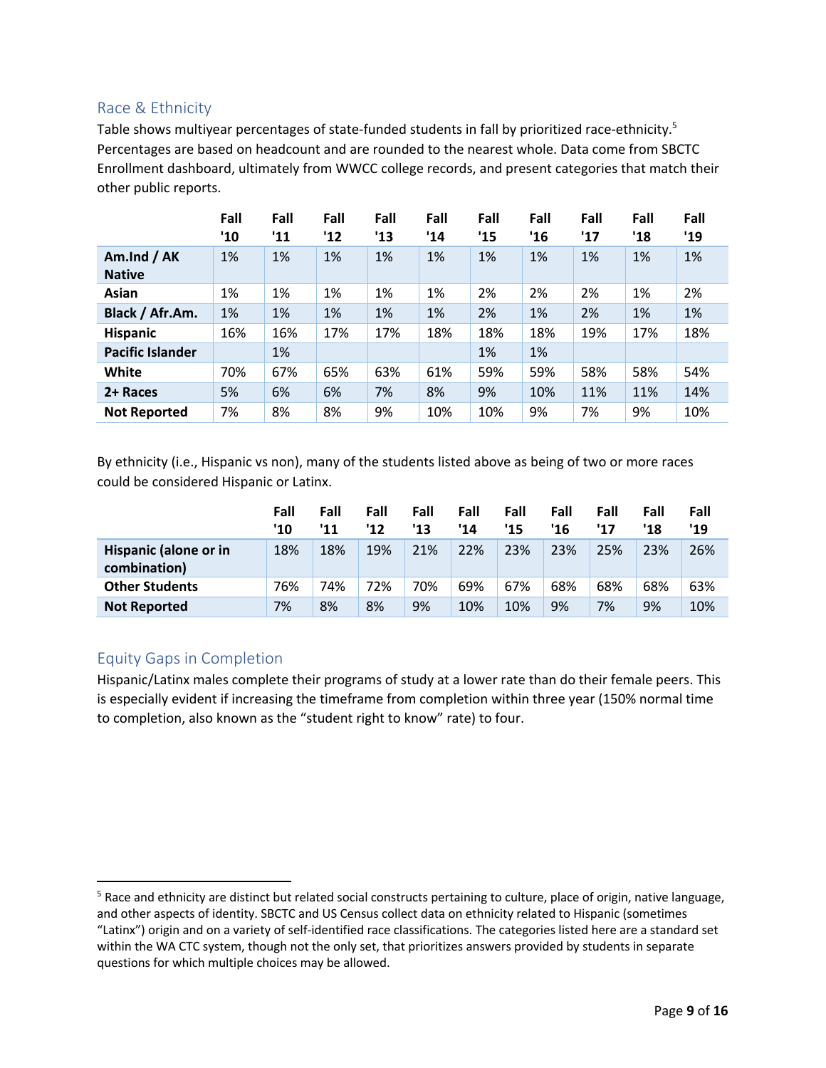## Race & Ethnicity

Table shows multiyear percentages of state-funded students in fall by prioritized race-ethnicity.[5] Percentages are based on headcount and are rounded to the nearest whole. Data come from SBCTC Enrollment dashboard, ultimately from WWCC college records, and present categories that match their other public reports.

| | Fall '10 | Fall '11 | Fall '12 | Fall '13 | Fall '14 | Fall '15 | Fall '16 | Fall '17 | Fall '18 | Fall '19 |
|---|---|---|---|---|---|---|---|---|---|---|
| **Am.Ind / AK Native** | 1% | 1% | 1% | 1% | 1% | 1% | 1% | 1% | 1% | 1% |
| **Asian** | 1% | 1% | 1% | 1% | 1% | 2% | 2% | 2% | 1% | 2% |
| **Black / Afr.Am.** | 1% | 1% | 1% | 1% | 1% | 2% | 1% | 2% | 1% | 1% |
| **Hispanic** | 16% | 16% | 17% | 17% | 18% | 18% | 18% | 19% | 17% | 18% |
| **Pacific Islander** | | 1% | | | | 1% | 1% | | | |
| **White** | 70% | 67% | 65% | 63% | 61% | 59% | 59% | 58% | 58% | 54% |
| **2+ Races** | 5% | 6% | 6% | 7% | 8% | 9% | 10% | 11% | 11% | 14% |
| **Not Reported** | 7% | 8% | 8% | 9% | 10% | 10% | 9% | 7% | 9% | 10% |

By ethnicity (i.e., Hispanic vs non), many of the students listed above as being of two or more races could be considered Hispanic or Latinx.

| | Fall '10 | Fall '11 | Fall '12 | Fall '13 | Fall '14 | Fall '15 | Fall '16 | Fall '17 | Fall '18 | Fall '19 |
|---|---|---|---|---|---|---|---|---|---|---|
| **Hispanic (alone or in combination)** | 18% | 18% | 19% | 21% | 22% | 23% | 23% | 25% | 23% | 26% |
| **Other Students** | 76% | 74% | 72% | 70% | 69% | 67% | 68% | 68% | 68% | 63% |
| **Not Reported** | 7% | 8% | 8% | 9% | 10% | 10% | 9% | 7% | 9% | 10% |

## Equity Gaps in Completion

Hispanic/Latinx males complete their programs of study at a lower rate than do their female peers. This is especially evident if increasing the timeframe from completion within three year (150% normal time to completion, also known as the "student right to know" rate) to four.

[5] Race and ethnicity are distinct but related social constructs pertaining to culture, place of origin, native language, and other aspects of identity. SBCTC and US Census collect data on ethnicity related to Hispanic (sometimes "Latinx") origin and on a variety of self-identified race classifications. The categories listed here are a standard set within the WA CTC system, though not the only set, that prioritizes answers provided by students in separate questions for which multiple choices may be allowed.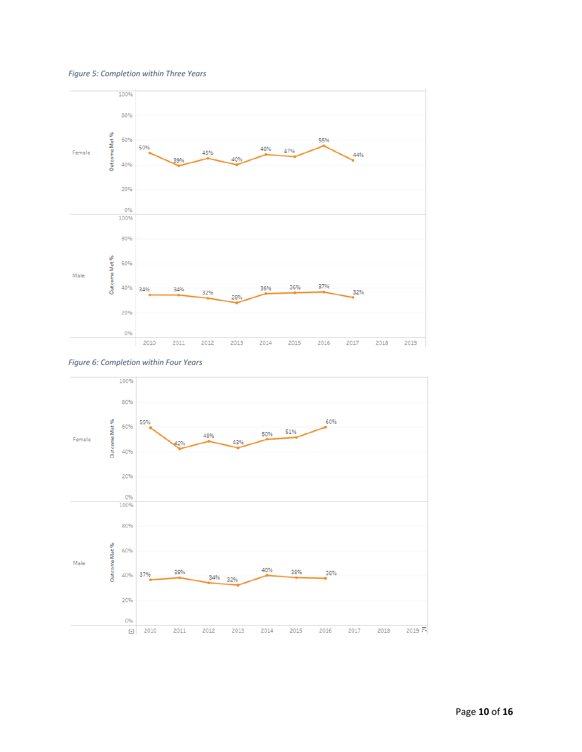*Figure 5: Completion within Three Years*

| | 2010 | 2011 | 2012 | 2013 | 2014 | 2015 | 2016 | 2017 | 2018 | 2019 |
|---|---|---|---|---|---|---|---|---|---|---|
| Female | 50% | 39% | 45% | 40% | 48% | 47% | 55% | 44% | | |
| Male | 34% | 34% | 32% | 28% | 36% | 36% | 37% | 32% | | |

*Figure 6: Completion within Four Years*

| | 2010 | 2011 | 2012 | 2013 | 2014 | 2015 | 2016 | 2017 | 2018 | 2019 |
|---|---|---|---|---|---|---|---|---|---|---|
| Female | 59% | 42% | 48% | 43% | 50% | 51% | 60% | | | |
| Male | 37% | 38% | 34% | 32% | 40% | 38% | 38% | | | |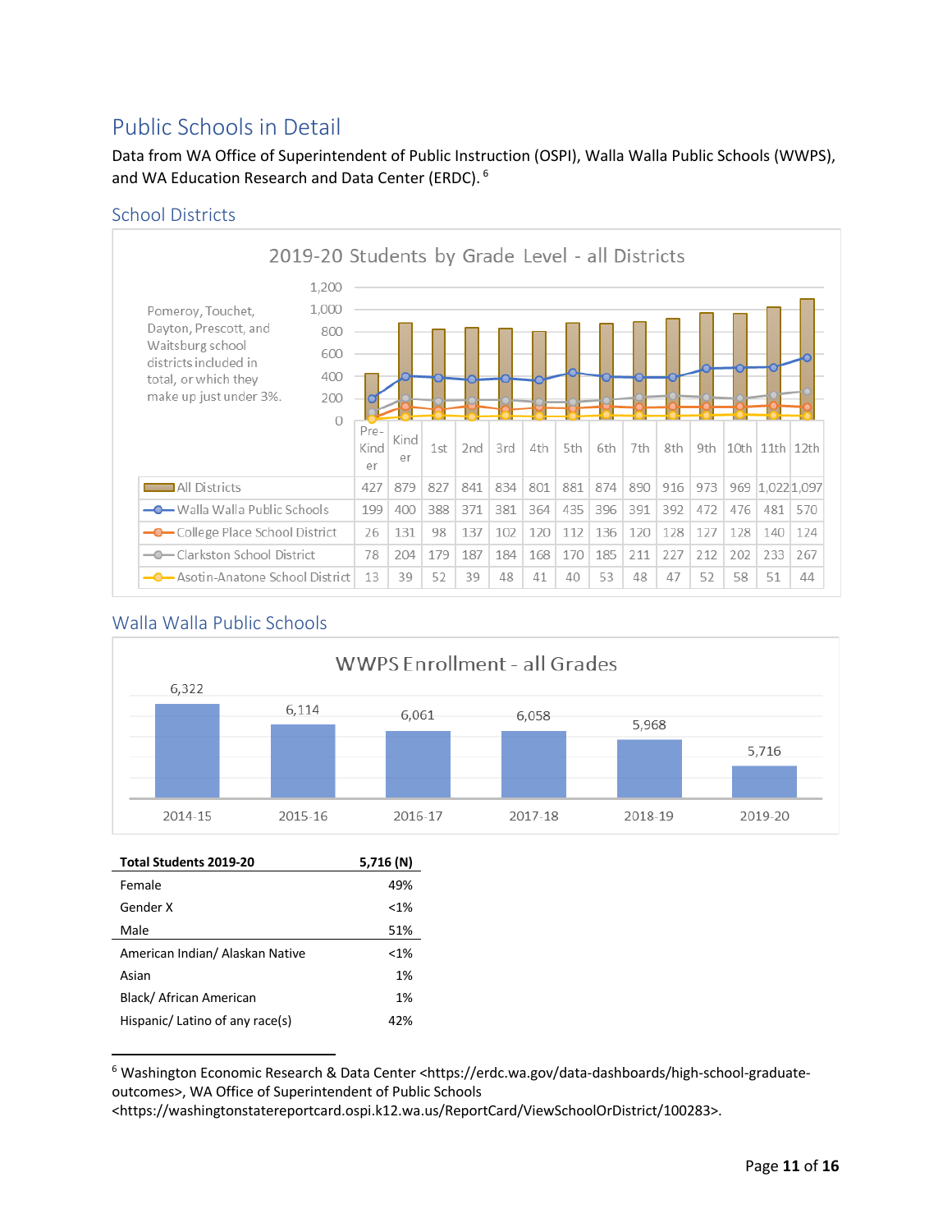# Public Schools in Detail

Data from WA Office of Superintendent of Public Instruction (OSPI), Walla Walla Public Schools (WWPS), and WA Education Research and Data Center (ERDC).[6]

## School Districts

**2019-20 Students by Grade Level - all Districts**

Pomeroy, Touchet, Dayton, Prescott, and Waitsburg school districts included in total, or which they make up just under 3%.

| | Pre-Kinder | Kinder | 1st | 2nd | 3rd | 4th | 5th | 6th | 7th | 8th | 9th | 10th | 11th | 12th |
|---|---|---|---|---|---|---|---|---|---|---|---|---|---|---|
| All Districts | 427 | 879 | 827 | 841 | 834 | 801 | 881 | 874 | 890 | 916 | 973 | 969 | 1,022 | 1,097 |
| Walla Walla Public Schools | 199 | 400 | 388 | 371 | 381 | 364 | 435 | 396 | 391 | 392 | 472 | 476 | 481 | 570 |
| College Place School District | 26 | 131 | 98 | 137 | 102 | 120 | 112 | 136 | 120 | 128 | 127 | 128 | 140 | 124 |
| Clarkston School District | 78 | 204 | 179 | 187 | 184 | 168 | 170 | 185 | 211 | 227 | 212 | 202 | 233 | 267 |
| Asotin-Anatone School District | 13 | 39 | 52 | 39 | 48 | 41 | 40 | 53 | 48 | 47 | 52 | 58 | 51 | 44 |

## Walla Walla Public Schools

**WWPS Enrollment - all Grades**

| 2014-15 | 2015-16 | 2016-17 | 2017-18 | 2018-19 | 2019-20 |
|---|---|---|---|---|---|
| 6,322 | 6,114 | 6,061 | 6,058 | 5,968 | 5,716 |

| **Total Students 2019-20** | **5,716 (N)** |
|---|---|
| Female | 49% |
| Gender X | <1% |
| Male | 51% |
| American Indian/ Alaskan Native | <1% |
| Asian | 1% |
| Black/ African American | 1% |
| Hispanic/ Latino of any race(s) | 42% |

---

[6] Washington Economic Research & Data Center <https://erdc.wa.gov/data-dashboards/high-school-graduate-outcomes>, WA Office of Superintendent of Public Schools <https://washingtonstatereportcard.ospi.k12.wa.us/ReportCard/ViewSchoolOrDistrict/100283>.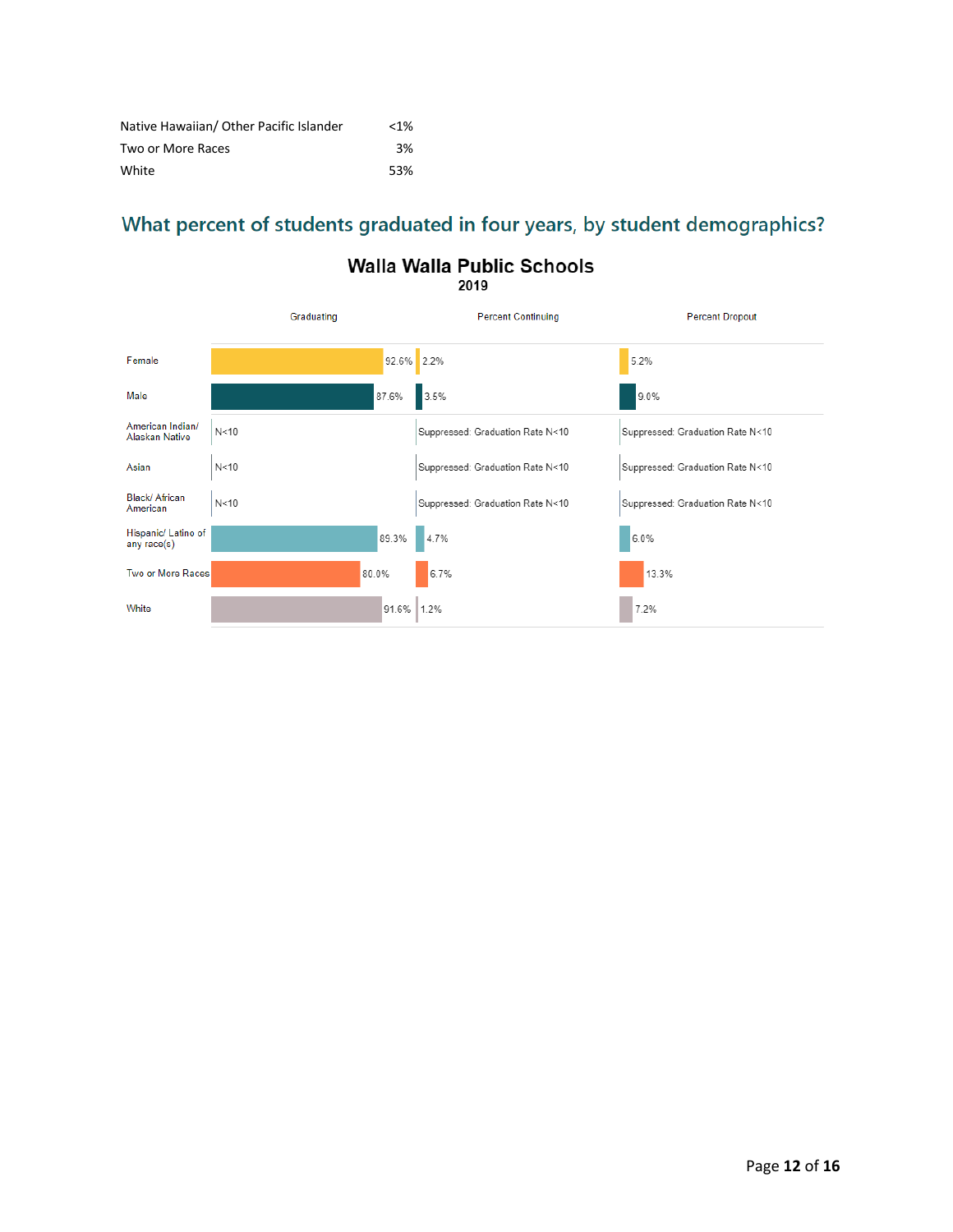| | |
|---|---|
| Native Hawaiian/ Other Pacific Islander | <1% |
| Two or More Races | 3% |
| White | 53% |

## What percent of students graduated in four years, by student demographics?

**Walla Walla Public Schools**
**2019**

| | Graduating | Percent Continuing | Percent Dropout |
|---|---|---|---|
| Female | 92.6% | 2.2% | 5.2% |
| Male | 87.6% | 3.5% | 9.0% |
| American Indian/ Alaskan Native | N<10 | Suppressed: Graduation Rate N<10 | Suppressed: Graduation Rate N<10 |
| Asian | N<10 | Suppressed: Graduation Rate N<10 | Suppressed: Graduation Rate N<10 |
| Black/ African American | N<10 | Suppressed: Graduation Rate N<10 | Suppressed: Graduation Rate N<10 |
| Hispanic/ Latino of any race(s) | 89.3% | 4.7% | 6.0% |
| Two or More Races | 80.0% | 6.7% | 13.3% |
| White | 91.6% | 1.2% | 7.2% |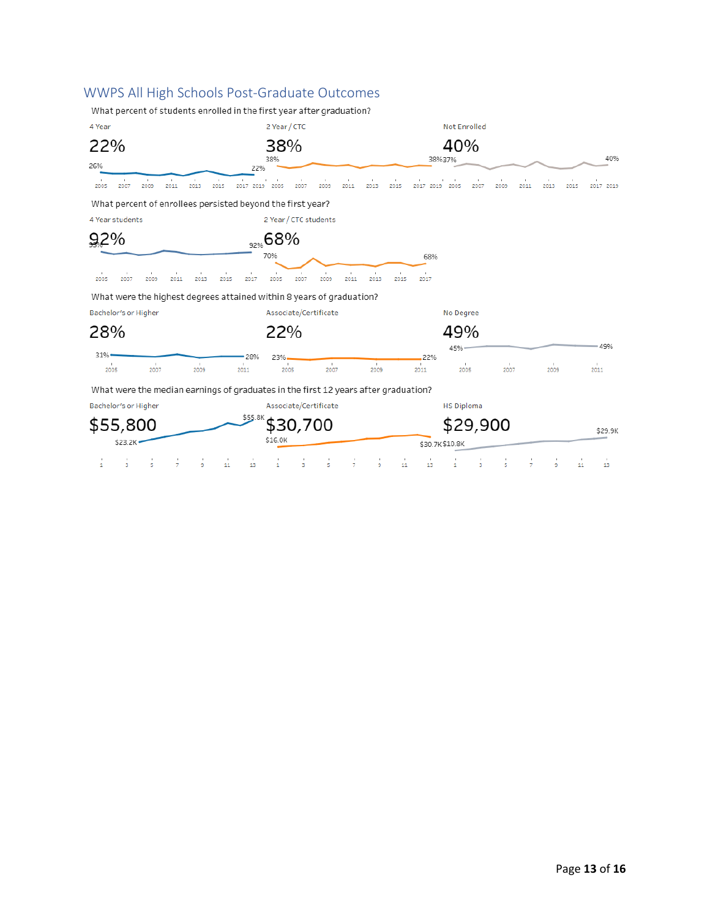## WWPS All High Schools Post-Graduate Outcomes

What percent of students enrolled in the first year after graduation?

4 Year

22%

26% 22%

2005 2007 2009 2011 2013 2015 2017 2019

2 Year / CTC

38%

38% 38%

2005 2007 2009 2011 2013 2015 2017 2019

Not Enrolled

40%

37% 40%

2005 2007 2009 2011 2013 2015 2017 2019

What percent of enrollees persisted beyond the first year?

4 Year students

92%

93% 92%

2005 2007 2009 2011 2013 2015 2017

2 Year / CTC students

68%

70% 68%

2005 2007 2009 2011 2013 2015 2017

What were the highest degrees attained within 8 years of graduation?

Bachelor's or Higher

28%

31% 28%

2005 2007 2009 2011

Associate/Certificate

22%

23% 22%

2005 2007 2009 2011

No Degree

49%

45% 49%

2005 2007 2009 2011

What were the median earnings of graduates in the first 12 years after graduation?

Bachelor's or Higher

$55,800

$23.2K $55.8K

1 3 5 7 9 11 13

Associate/Certificate

$30,700

$16.0K $30.7K

1 3 5 7 9 11 13

HS Diploma

$29,900

$10.8K $29.9K

1 3 5 7 9 11 13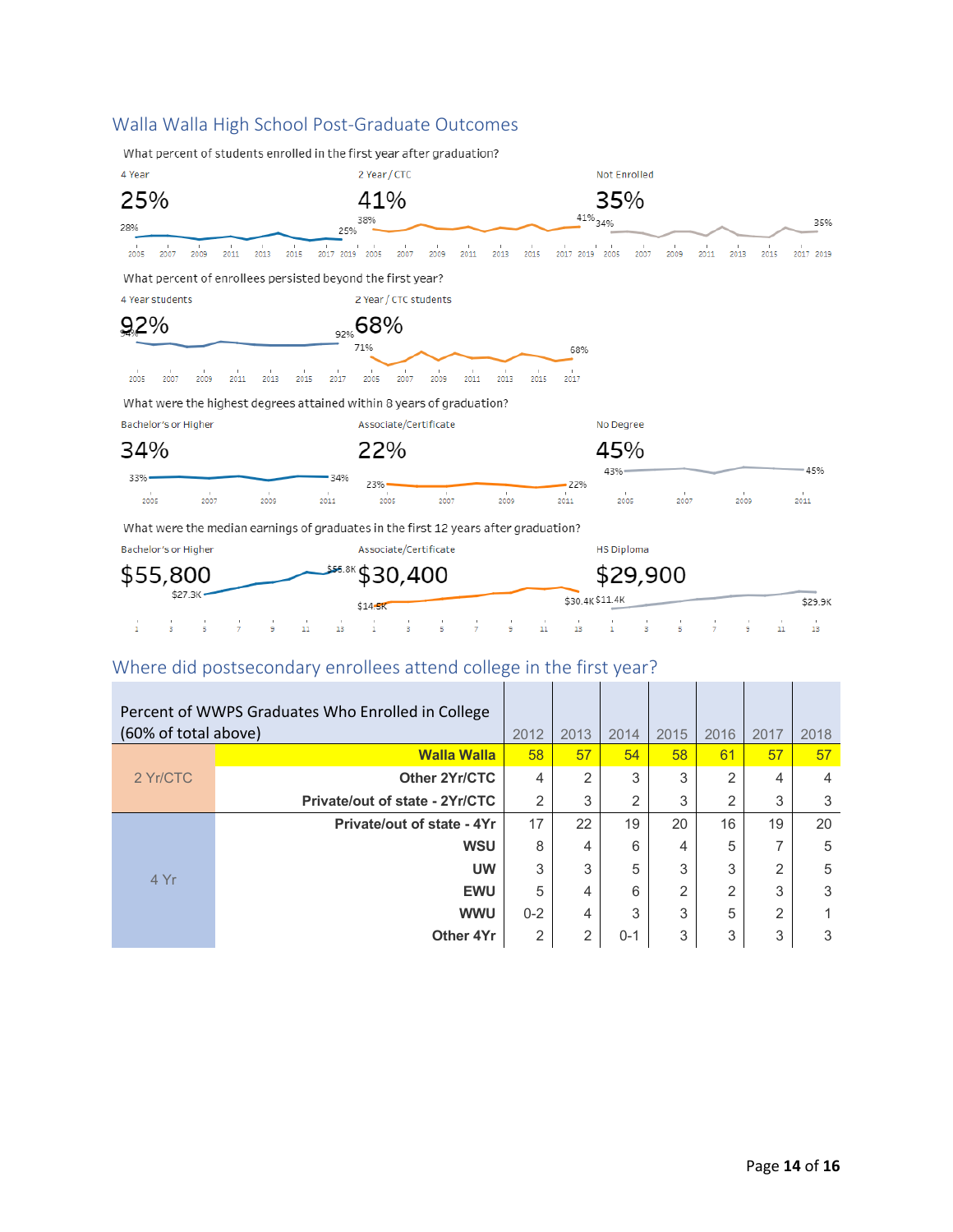## Walla Walla High School Post-Graduate Outcomes

What percent of students enrolled in the first year after graduation?

4 Year

25%

28% 25%

2005 2007 2009 2011 2013 2015 2017 2019

2 Year / CTC

41%

38% 41%

2005 2007 2009 2011 2013 2015 2017 2019

Not Enrolled

35%

34% 35%

2005 2007 2009 2011 2013 2015 2017 2019

What percent of enrollees persisted beyond the first year?

4 Year students

92%

94% 92%

2005 2007 2009 2011 2013 2015 2017

2 Year / CTC students

68%

71% 68%

2005 2007 2009 2011 2013 2015 2017

What were the highest degrees attained within 8 years of graduation?

Bachelor's or Higher

34%

33% 34%

2005 2007 2009 2011

Associate/Certificate

22%

23% 22%

2005 2007 2009 2011

No Degree

45%

43% 45%

2005 2007 2009 2011

What were the median earnings of graduates in the first 12 years after graduation?

Bachelor's or Higher

$55,800

$27.3K $55.8K

1 3 5 7 9 11 13

Associate/Certificate

$30,400

$14.5K $30.4K

1 3 5 7 9 11 13

HS Diploma

$29,900

$11.4K $29.9K

1 3 5 7 9 11 13

## Where did postsecondary enrollees attend college in the first year?

| Percent of WWPS Graduates Who Enrolled in College (60% of total above) | | 2012 | 2013 | 2014 | 2015 | 2016 | 2017 | 2018 |
|---|---|---|---|---|---|---|---|---|
| 2 Yr/CTC | **Walla Walla** | 58 | 57 | 54 | 58 | 61 | 57 | 57 |
| | **Other 2Yr/CTC** | 4 | 2 | 3 | 3 | 2 | 4 | 4 |
| | **Private/out of state - 2Yr/CTC** | 2 | 3 | 2 | 3 | 2 | 3 | 3 |
| 4 Yr | **Private/out of state - 4Yr** | 17 | 22 | 19 | 20 | 16 | 19 | 20 |
| | **WSU** | 8 | 4 | 6 | 4 | 5 | 7 | 5 |
| | **UW** | 3 | 3 | 5 | 3 | 3 | 2 | 5 |
| | **EWU** | 5 | 4 | 6 | 2 | 2 | 3 | 3 |
| | **WWU** | 0-2 | 4 | 3 | 3 | 5 | 2 | 1 |
| | **Other 4Yr** | 2 | 2 | 0-1 | 3 | 3 | 3 | 3 |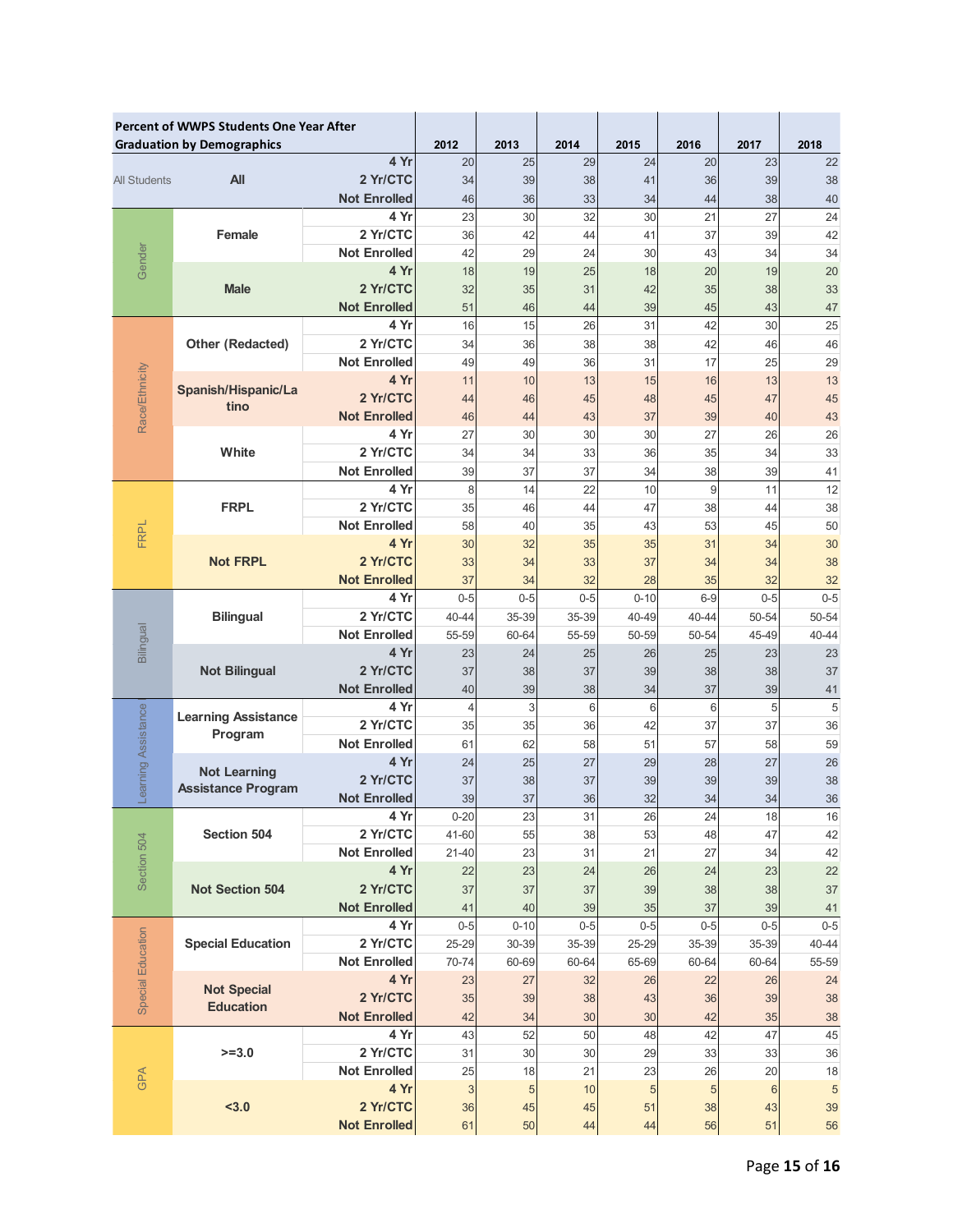| Percent of WWPS Students One Year After Graduation by Demographics | | | 2012 | 2013 | 2014 | 2015 | 2016 | 2017 | 2018 |
|---|---|---|---|---|---|---|---|---|---|
| All Students | All | 4 Yr | 20 | 25 | 29 | 24 | 20 | 23 | 22 |
| | | 2 Yr/CTC | 34 | 39 | 38 | 41 | 36 | 39 | 38 |
| | | Not Enrolled | 46 | 36 | 33 | 34 | 44 | 38 | 40 |
| Gender | Female | 4 Yr | 23 | 30 | 32 | 30 | 21 | 27 | 24 |
| | | 2 Yr/CTC | 36 | 42 | 44 | 41 | 37 | 39 | 42 |
| | | Not Enrolled | 42 | 29 | 24 | 30 | 43 | 34 | 34 |
| | Male | 4 Yr | 18 | 19 | 25 | 18 | 20 | 19 | 20 |
| | | 2 Yr/CTC | 32 | 35 | 31 | 42 | 35 | 38 | 33 |
| | | Not Enrolled | 51 | 46 | 44 | 39 | 45 | 43 | 47 |
| Race/Ethnicity | Other (Redacted) | 4 Yr | 16 | 15 | 26 | 31 | 42 | 30 | 25 |
| | | 2 Yr/CTC | 34 | 36 | 38 | 38 | 42 | 46 | 46 |
| | | Not Enrolled | 49 | 49 | 36 | 31 | 17 | 25 | 29 |
| | Spanish/Hispanic/Latino | 4 Yr | 11 | 10 | 13 | 15 | 16 | 13 | 13 |
| | | 2 Yr/CTC | 44 | 46 | 45 | 48 | 45 | 47 | 45 |
| | | Not Enrolled | 46 | 44 | 43 | 37 | 39 | 40 | 43 |
| | White | 4 Yr | 27 | 30 | 30 | 30 | 27 | 26 | 26 |
| | | 2 Yr/CTC | 34 | 34 | 33 | 36 | 35 | 34 | 33 |
| | | Not Enrolled | 39 | 37 | 37 | 34 | 38 | 39 | 41 |
| FRPL | FRPL | 4 Yr | 8 | 14 | 22 | 10 | 9 | 11 | 12 |
| | | 2 Yr/CTC | 35 | 46 | 44 | 47 | 38 | 44 | 38 |
| | | Not Enrolled | 58 | 40 | 35 | 43 | 53 | 45 | 50 |
| | Not FRPL | 4 Yr | 30 | 32 | 35 | 35 | 31 | 34 | 30 |
| | | 2 Yr/CTC | 33 | 34 | 33 | 37 | 34 | 34 | 38 |
| | | Not Enrolled | 37 | 34 | 32 | 28 | 35 | 32 | 32 |
| Bilingual | Bilingual | 4 Yr | 0-5 | 0-5 | 0-5 | 0-10 | 6-9 | 0-5 | 0-5 |
| | | 2 Yr/CTC | 40-44 | 35-39 | 35-39 | 40-49 | 40-44 | 50-54 | 50-54 |
| | | Not Enrolled | 55-59 | 60-64 | 55-59 | 50-59 | 50-54 | 45-49 | 40-44 |
| | Not Bilingual | 4 Yr | 23 | 24 | 25 | 26 | 25 | 23 | 23 |
| | | 2 Yr/CTC | 37 | 38 | 37 | 39 | 38 | 38 | 37 |
| | | Not Enrolled | 40 | 39 | 38 | 34 | 37 | 39 | 41 |
| Learning Assistance | Learning Assistance Program | 4 Yr | 4 | 3 | 6 | 6 | 6 | 5 | 5 |
| | | 2 Yr/CTC | 35 | 35 | 36 | 42 | 37 | 37 | 36 |
| | | Not Enrolled | 61 | 62 | 58 | 51 | 57 | 58 | 59 |
| | Not Learning Assistance Program | 4 Yr | 24 | 25 | 27 | 29 | 28 | 27 | 26 |
| | | 2 Yr/CTC | 37 | 38 | 37 | 39 | 39 | 39 | 38 |
| | | Not Enrolled | 39 | 37 | 36 | 32 | 34 | 34 | 36 |
| Section 504 | Section 504 | 4 Yr | 0-20 | 23 | 31 | 26 | 24 | 18 | 16 |
| | | 2 Yr/CTC | 41-60 | 55 | 38 | 53 | 48 | 47 | 42 |
| | | Not Enrolled | 21-40 | 23 | 31 | 21 | 27 | 34 | 42 |
| | Not Section 504 | 4 Yr | 22 | 23 | 24 | 26 | 24 | 23 | 22 |
| | | 2 Yr/CTC | 37 | 37 | 37 | 39 | 38 | 38 | 37 |
| | | Not Enrolled | 41 | 40 | 39 | 35 | 37 | 39 | 41 |
| Special Education | Special Education | 4 Yr | 0-5 | 0-10 | 0-5 | 0-5 | 0-5 | 0-5 | 0-5 |
| | | 2 Yr/CTC | 25-29 | 30-39 | 35-39 | 25-29 | 35-39 | 35-39 | 40-44 |
| | | Not Enrolled | 70-74 | 60-69 | 60-64 | 65-69 | 60-64 | 60-64 | 55-59 |
| | Not Special Education | 4 Yr | 23 | 27 | 32 | 26 | 22 | 26 | 24 |
| | | 2 Yr/CTC | 35 | 39 | 38 | 43 | 36 | 39 | 38 |
| | | Not Enrolled | 42 | 34 | 30 | 30 | 42 | 35 | 38 |
| GPA | >=3.0 | 4 Yr | 43 | 52 | 50 | 48 | 42 | 47 | 45 |
| | | 2 Yr/CTC | 31 | 30 | 30 | 29 | 33 | 33 | 36 |
| | | Not Enrolled | 25 | 18 | 21 | 23 | 26 | 20 | 18 |
| | <3.0 | 4 Yr | 3 | 5 | 10 | 5 | 5 | 6 | 5 |
| | | 2 Yr/CTC | 36 | 45 | 45 | 51 | 38 | 43 | 39 |
| | | Not Enrolled | 61 | 50 | 44 | 44 | 56 | 51 | 56 |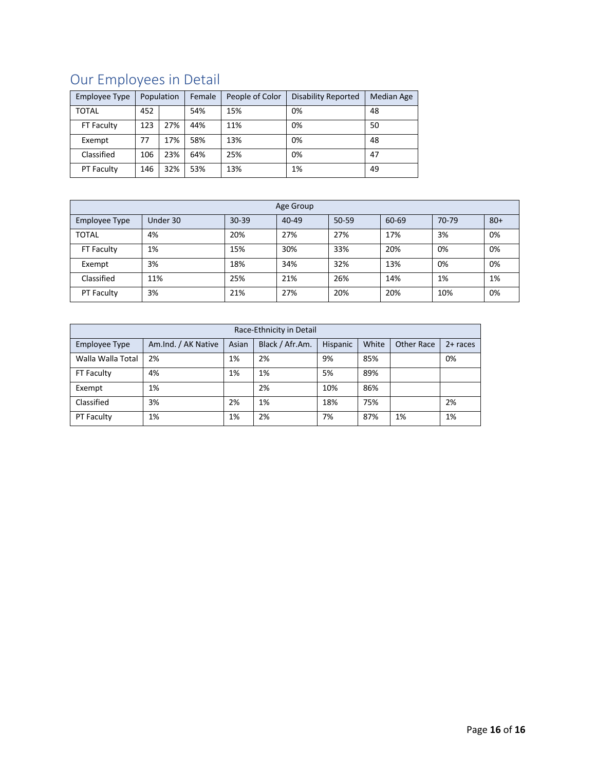## Our Employees in Detail

| Employee Type | Population | | Female | People of Color | Disability Reported | Median Age |
|---|---|---|---|---|---|---|
| TOTAL | 452 | | 54% | 15% | 0% | 48 |
| FT Faculty | 123 | 27% | 44% | 11% | 0% | 50 |
| Exempt | 77 | 17% | 58% | 13% | 0% | 48 |
| Classified | 106 | 23% | 64% | 25% | 0% | 47 |
| PT Faculty | 146 | 32% | 53% | 13% | 1% | 49 |

| Age Group | | | | | | | |
|---|---|---|---|---|---|---|---|
| Employee Type | Under 30 | 30-39 | 40-49 | 50-59 | 60-69 | 70-79 | 80+ |
| TOTAL | 4% | 20% | 27% | 27% | 17% | 3% | 0% |
| FT Faculty | 1% | 15% | 30% | 33% | 20% | 0% | 0% |
| Exempt | 3% | 18% | 34% | 32% | 13% | 0% | 0% |
| Classified | 11% | 25% | 21% | 26% | 14% | 1% | 1% |
| PT Faculty | 3% | 21% | 27% | 20% | 20% | 10% | 0% |

| Race-Ethnicity in Detail | | | | | | | |
|---|---|---|---|---|---|---|---|
| Employee Type | Am.Ind. / AK Native | Asian | Black / Afr.Am. | Hispanic | White | Other Race | 2+ races |
| Walla Walla Total | 2% | 1% | 2% | 9% | 85% | | 0% |
| FT Faculty | 4% | 1% | 1% | 5% | 89% | | |
| Exempt | 1% | | 2% | 10% | 86% | | |
| Classified | 3% | 2% | 1% | 18% | 75% | | 2% |
| PT Faculty | 1% | 1% | 2% | 7% | 87% | 1% | 1% |